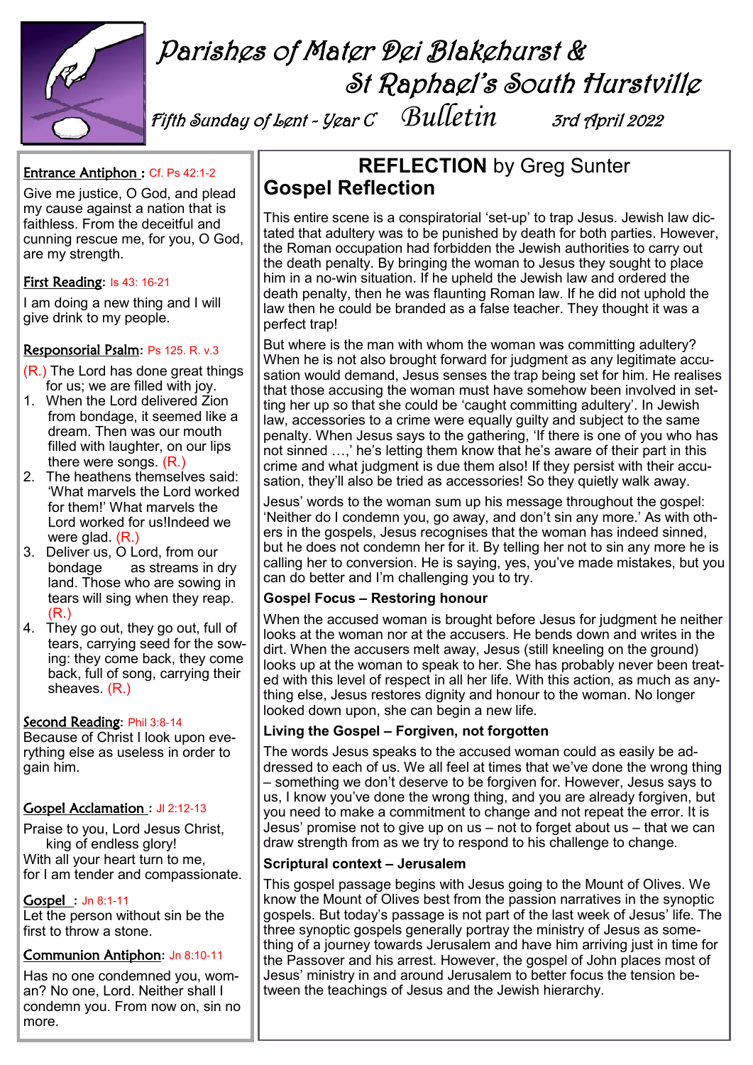# Parishes of Mater Dei Blakehurst & St Raphael's South Hurstville

*Fifth Sunday of Lent - Year C* **Bulletin** *3rd April 2022*

**Entrance Antiphon :** Cf. Ps 42:1-2

Give me justice, O God, and plead my cause against a nation that is faithless. From the deceitful and cunning rescue me, for you, O God, are my strength.

**First Reading**: Is 43: 16-21

I am doing a new thing and I will give drink to my people.

**Responsorial Psalm**: Ps 125. R. v.3

(R.) The Lord has done great things for us; we are filled with joy.

1. When the Lord delivered Zion from bondage, it seemed like a dream. Then was our mouth filled with laughter, on our lips there were songs. (R.)
2. The heathens themselves said: 'What marvels the Lord worked for them!' What marvels the Lord worked for us!Indeed we were glad. (R.)
3. Deliver us, O Lord, from our bondage as streams in dry land. Those who are sowing in tears will sing when they reap. (R.)
4. They go out, they go out, full of tears, carrying seed for the sowing: they come back, they come back, full of song, carrying their sheaves. (R.)

**Second Reading**: Phil 3:8-14

Because of Christ I look upon everything else as useless in order to gain him.

**Gospel Acclamation :** Jl 2:12-13

Praise to you, Lord Jesus Christ, king of endless glory!
With all your heart turn to me, for I am tender and compassionate.

**Gospel :** Jn 8:1-11

Let the person without sin be the first to throw a stone.

**Communion Antiphon**: Jn 8:10-11

Has no one condemned you, woman? No one, Lord. Neither shall I condemn you. From now on, sin no more.

## REFLECTION by Greg Sunter

## Gospel Reflection

This entire scene is a conspiratorial 'set-up' to trap Jesus. Jewish law dictated that adultery was to be punished by death for both parties. However, the Roman occupation had forbidden the Jewish authorities to carry out the death penalty. By bringing the woman to Jesus they sought to place him in a no-win situation. If he upheld the Jewish law and ordered the death penalty, then he was flaunting Roman law. If he did not uphold the law then he could be branded as a false teacher. They thought it was a perfect trap!

But where is the man with whom the woman was committing adultery? When he is not also brought forward for judgment as any legitimate accusation would demand, Jesus senses the trap being set for him. He realises that those accusing the woman must have somehow been involved in setting her up so that she could be 'caught committing adultery'. In Jewish law, accessories to a crime were equally guilty and subject to the same penalty. When Jesus says to the gathering, 'If there is one of you who has not sinned …,' he's letting them know that he's aware of their part in this crime and what judgment is due them also! If they persist with their accusation, they'll also be tried as accessories! So they quietly walk away.

Jesus' words to the woman sum up his message throughout the gospel: 'Neither do I condemn you, go away, and don't sin any more.' As with others in the gospels, Jesus recognises that the woman has indeed sinned, but he does not condemn her for it. By telling her not to sin any more he is calling her to conversion. He is saying, yes, you've made mistakes, but you can do better and I'm challenging you to try.

**Gospel Focus – Restoring honour**

When the accused woman is brought before Jesus for judgment he neither looks at the woman nor at the accusers. He bends down and writes in the dirt. When the accusers melt away, Jesus (still kneeling on the ground) looks up at the woman to speak to her. She has probably never been treated with this level of respect in all her life. With this action, as much as anything else, Jesus restores dignity and honour to the woman. No longer looked down upon, she can begin a new life.

**Living the Gospel – Forgiven, not forgotten**

The words Jesus speaks to the accused woman could as easily be addressed to each of us. We all feel at times that we've done the wrong thing – something we don't deserve to be forgiven for. However, Jesus says to us, I know you've done the wrong thing, and you are already forgiven, but you need to make a commitment to change and not repeat the error. It is Jesus' promise not to give up on us – not to forget about us – that we can draw strength from as we try to respond to his challenge to change.

**Scriptural context – Jerusalem**

This gospel passage begins with Jesus going to the Mount of Olives. We know the Mount of Olives best from the passion narratives in the synoptic gospels. But today's passage is not part of the last week of Jesus' life. The three synoptic gospels generally portray the ministry of Jesus as something of a journey towards Jerusalem and have him arriving just in time for the Passover and his arrest. However, the gospel of John places most of Jesus' ministry in and around Jerusalem to better focus the tension between the teachings of Jesus and the Jewish hierarchy.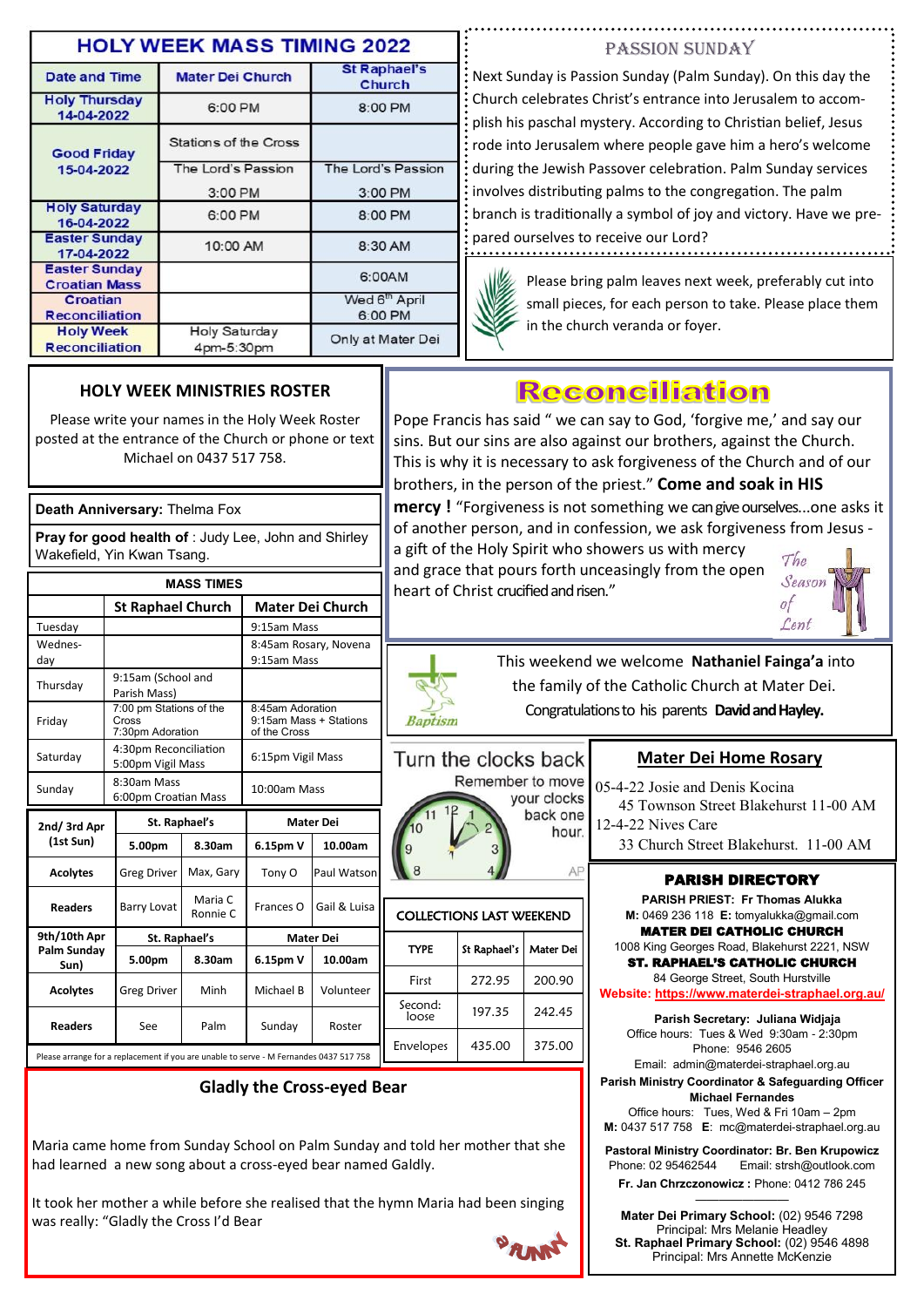## HOLY WEEK MASS TIMING 2022

| Date and Time | Mater Dei Church | St Raphael's Church |
|---|---|---|
| Holy Thursday 14-04-2022 | 6:00 PM | 8:00 PM |
| Good Friday 15-04-2022 | Stations of the Cross | |
| | The Lord's Passion 3:00 PM | The Lord's Passion 3:00 PM |
| Holy Saturday 16-04-2022 | 6:00 PM | 8:00 PM |
| Easter Sunday 17-04-2022 | 10:00 AM | 8:30 AM |
| Easter Sunday Croatian Mass | | 6:00AM |
| Croatian Reconciliation | | Wed 6th April 6:00 PM |
| Holy Week Reconciliation | Holy Saturday 4pm-5:30pm | Only at Mater Dei |

## PASSION SUNDAY

Next Sunday is Passion Sunday (Palm Sunday). On this day the Church celebrates Christ's entrance into Jerusalem to accomplish his paschal mystery. According to Christian belief, Jesus rode into Jerusalem where people gave him a hero's welcome during the Jewish Passover celebration. Palm Sunday services involves distributing palms to the congregation. The palm branch is traditionally a symbol of joy and victory. Have we prepared ourselves to receive our Lord?

Please bring palm leaves next week, preferably cut into small pieces, for each person to take. Please place them in the church veranda or foyer.

## HOLY WEEK MINISTRIES ROSTER

Please write your names in the Holy Week Roster posted at the entrance of the Church or phone or text Michael on 0437 517 758.

**Death Anniversary:** Thelma Fox

**Pray for good health of** : Judy Lee, John and Shirley Wakefield, Yin Kwan Tsang.

## Reconciliation

Pope Francis has said " we can say to God, 'forgive me,' and say our sins. But our sins are also against our brothers, against the Church. This is why it is necessary to ask forgiveness of the Church and of our brothers, in the person of the priest." **Come and soak in HIS mercy !** "Forgiveness is not something we can give ourselves...one asks it of another person, and in confession, we ask forgiveness from Jesus - a gift of the Holy Spirit who showers us with mercy and grace that pours forth unceasingly from the open heart of Christ crucified and risen."

The Season of Lent

## MASS TIMES

| | St Raphael Church | Mater Dei Church |
|---|---|---|
| Tuesday | | 9:15am Mass |
| Wednesday | | 8:45am Rosary, Novena 9:15am Mass |
| Thursday | 9:15am (School and Parish Mass) | |
| Friday | 7:00 pm Stations of the Cross 7:30pm Adoration | 8:45am Adoration 9:15am Mass + Stations of the Cross |
| Saturday | 4:30pm Reconciliation 5:00pm Vigil Mass | 6:15pm Vigil Mass |
| Sunday | 8:30am Mass 6:00pm Croatian Mass | 10:00am Mass |

Baptism

This weekend we welcome **Nathaniel Fainga'a** into the family of the Catholic Church at Mater Dei. Congratulations to his parents **David and Hayley.**

| 2nd/ 3rd Apr (1st Sun) | St. Raphael's | | Mater Dei | |
|---|---|---|---|---|
| | 5.00pm | 8.30am | 6.15pm V | 10.00am |
| Acolytes | Greg Driver | Max, Gary | Tony O | Paul Watson |
| Readers | Barry Lovat | Maria C Ronnie C | Frances O | Gail & Luisa |
| 9th/10th Apr Palm Sunday Sun) | St. Raphael's | | Mater Dei | |
| | 5.00pm | 8.30am | 6.15pm V | 10.00am |
| Acolytes | Greg Driver | Minh | Michael B | Volunteer |
| Readers | See | Palm | Sunday | Roster |

Please arrange for a replacement if you are unable to serve - M Fernandes 0437 517 758

Turn the clocks back

Remember to move your clocks back one hour.

## COLLECTIONS LAST WEEKEND

| TYPE | St Raphael's | Mater Dei |
|---|---|---|
| First | 272.95 | 200.90 |
| Second: loose | 197.35 | 242.45 |
| Envelopes | 435.00 | 375.00 |

## Mater Dei Home Rosary

05-4-22 Josie and Denis Kocina
45 Townson Street Blakehurst 11-00 AM
12-4-22 Nives Care
33 Church Street Blakehurst. 11-00 AM

## Gladly the Cross-eyed Bear

Maria came home from Sunday School on Palm Sunday and told her mother that she had learned a new song about a cross-eyed bear named Galdly.

It took her mother a while before she realised that the hymn Maria had been singing was really: "Gladly the Cross I'd Bear

## PARISH DIRECTORY

**PARISH PRIEST: Fr Thomas Alukka**
**M:** 0469 236 118 **E:** tomyalukka@gmail.com

**MATER DEI CATHOLIC CHURCH**
1008 King Georges Road, Blakehurst 2221, NSW

**ST. RAPHAEL'S CATHOLIC CHURCH**
84 George Street, South Hurstville

**Website: https://www.materdei-straphael.org.au/**

**Parish Secretary: Juliana Widjaja**
Office hours: Tues & Wed 9:30am - 2:30pm
Phone: 9546 2605
Email: admin@materdei-straphael.org.au

**Parish Ministry Coordinator & Safeguarding Officer Michael Fernandes**
Office hours: Tues, Wed & Fri 10am – 2pm
**M:** 0437 517 758 **E:** mc@materdei-straphael.org.au

**Pastoral Ministry Coordinator: Br. Ben Krupowicz**
Phone: 02 95462544 Email: strsh@outlook.com

**Fr. Jan Chrzczonowicz :** Phone: 0412 786 245

**Mater Dei Primary School:** (02) 9546 7298
Principal: Mrs Melanie Headley
**St. Raphael Primary School:** (02) 9546 4898
Principal: Mrs Annette McKenzie